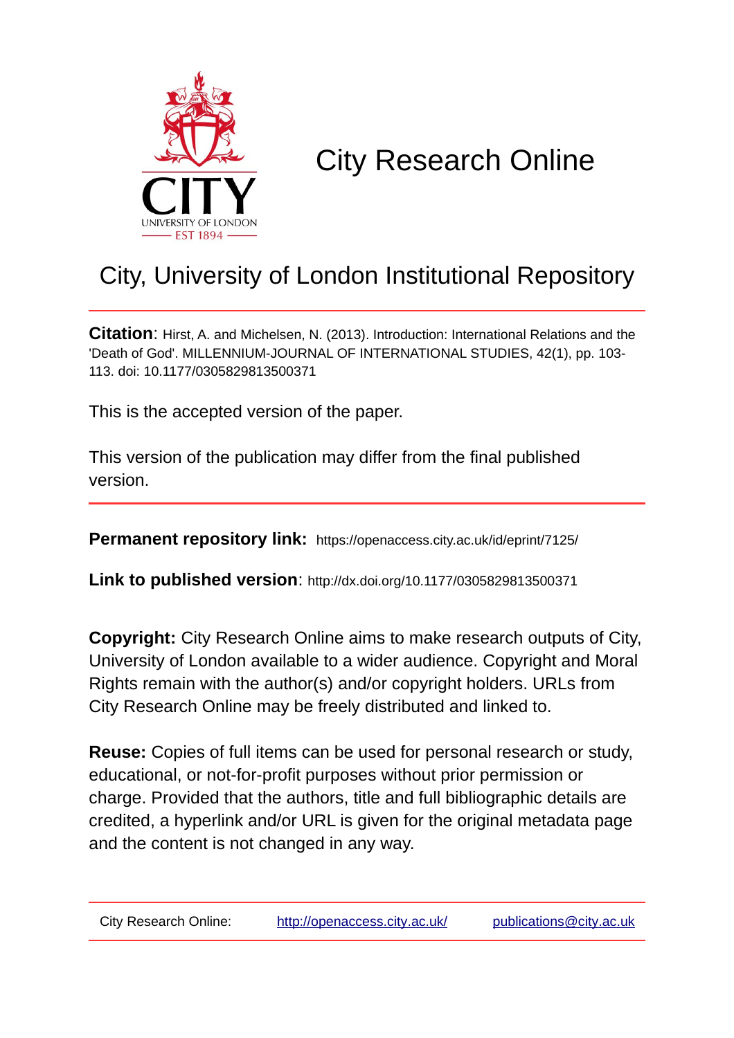# City Research Online

## City, University of London Institutional Repository

**Citation**: Hirst, A. and Michelsen, N. (2013). Introduction: International Relations and the 'Death of God'. MILLENNIUM-JOURNAL OF INTERNATIONAL STUDIES, 42(1), pp. 103-113. doi: 10.1177/0305829813500371

This is the accepted version of the paper.

This version of the publication may differ from the final published version.

---

**Permanent repository link:** https://openaccess.city.ac.uk/id/eprint/7125/

**Link to published version**: http://dx.doi.org/10.1177/0305829813500371

**Copyright:** City Research Online aims to make research outputs of City, University of London available to a wider audience. Copyright and Moral Rights remain with the author(s) and/or copyright holders. URLs from City Research Online may be freely distributed and linked to.

**Reuse:** Copies of full items can be used for personal research or study, educational, or not-for-profit purposes without prior permission or charge. Provided that the authors, title and full bibliographic details are credited, a hyperlink and/or URL is given for the original metadata page and the content is not changed in any way.

---

City Research Online: http://openaccess.city.ac.uk/ publications@city.ac.uk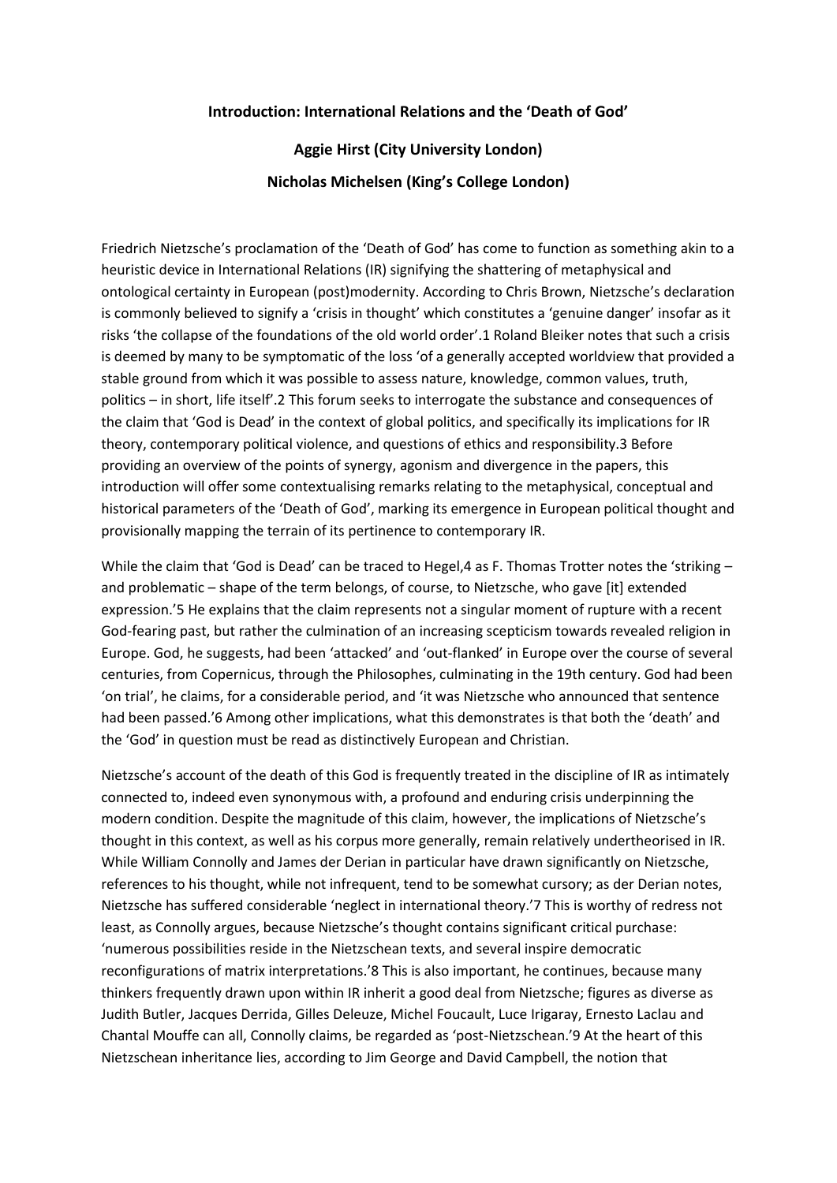**Introduction: International Relations and the 'Death of God'**

**Aggie Hirst (City University London)**

**Nicholas Michelsen (King's College London)**

Friedrich Nietzsche's proclamation of the 'Death of God' has come to function as something akin to a heuristic device in International Relations (IR) signifying the shattering of metaphysical and ontological certainty in European (post)modernity. According to Chris Brown, Nietzsche's declaration is commonly believed to signify a 'crisis in thought' which constitutes a 'genuine danger' insofar as it risks 'the collapse of the foundations of the old world order'.1 Roland Bleiker notes that such a crisis is deemed by many to be symptomatic of the loss 'of a generally accepted worldview that provided a stable ground from which it was possible to assess nature, knowledge, common values, truth, politics – in short, life itself'.2 This forum seeks to interrogate the substance and consequences of the claim that 'God is Dead' in the context of global politics, and specifically its implications for IR theory, contemporary political violence, and questions of ethics and responsibility.3 Before providing an overview of the points of synergy, agonism and divergence in the papers, this introduction will offer some contextualising remarks relating to the metaphysical, conceptual and historical parameters of the 'Death of God', marking its emergence in European political thought and provisionally mapping the terrain of its pertinence to contemporary IR.

While the claim that 'God is Dead' can be traced to Hegel,4 as F. Thomas Trotter notes the 'striking – and problematic – shape of the term belongs, of course, to Nietzsche, who gave [it] extended expression.'5 He explains that the claim represents not a singular moment of rupture with a recent God-fearing past, but rather the culmination of an increasing scepticism towards revealed religion in Europe. God, he suggests, had been 'attacked' and 'out-flanked' in Europe over the course of several centuries, from Copernicus, through the Philosophes, culminating in the 19th century. God had been 'on trial', he claims, for a considerable period, and 'it was Nietzsche who announced that sentence had been passed.'6 Among other implications, what this demonstrates is that both the 'death' and the 'God' in question must be read as distinctively European and Christian.

Nietzsche's account of the death of this God is frequently treated in the discipline of IR as intimately connected to, indeed even synonymous with, a profound and enduring crisis underpinning the modern condition. Despite the magnitude of this claim, however, the implications of Nietzsche's thought in this context, as well as his corpus more generally, remain relatively undertheorised in IR. While William Connolly and James der Derian in particular have drawn significantly on Nietzsche, references to his thought, while not infrequent, tend to be somewhat cursory; as der Derian notes, Nietzsche has suffered considerable 'neglect in international theory.'7 This is worthy of redress not least, as Connolly argues, because Nietzsche's thought contains significant critical purchase: 'numerous possibilities reside in the Nietzschean texts, and several inspire democratic reconfigurations of matrix interpretations.'8 This is also important, he continues, because many thinkers frequently drawn upon within IR inherit a good deal from Nietzsche; figures as diverse as Judith Butler, Jacques Derrida, Gilles Deleuze, Michel Foucault, Luce Irigaray, Ernesto Laclau and Chantal Mouffe can all, Connolly claims, be regarded as 'post-Nietzschean.'9 At the heart of this Nietzschean inheritance lies, according to Jim George and David Campbell, the notion that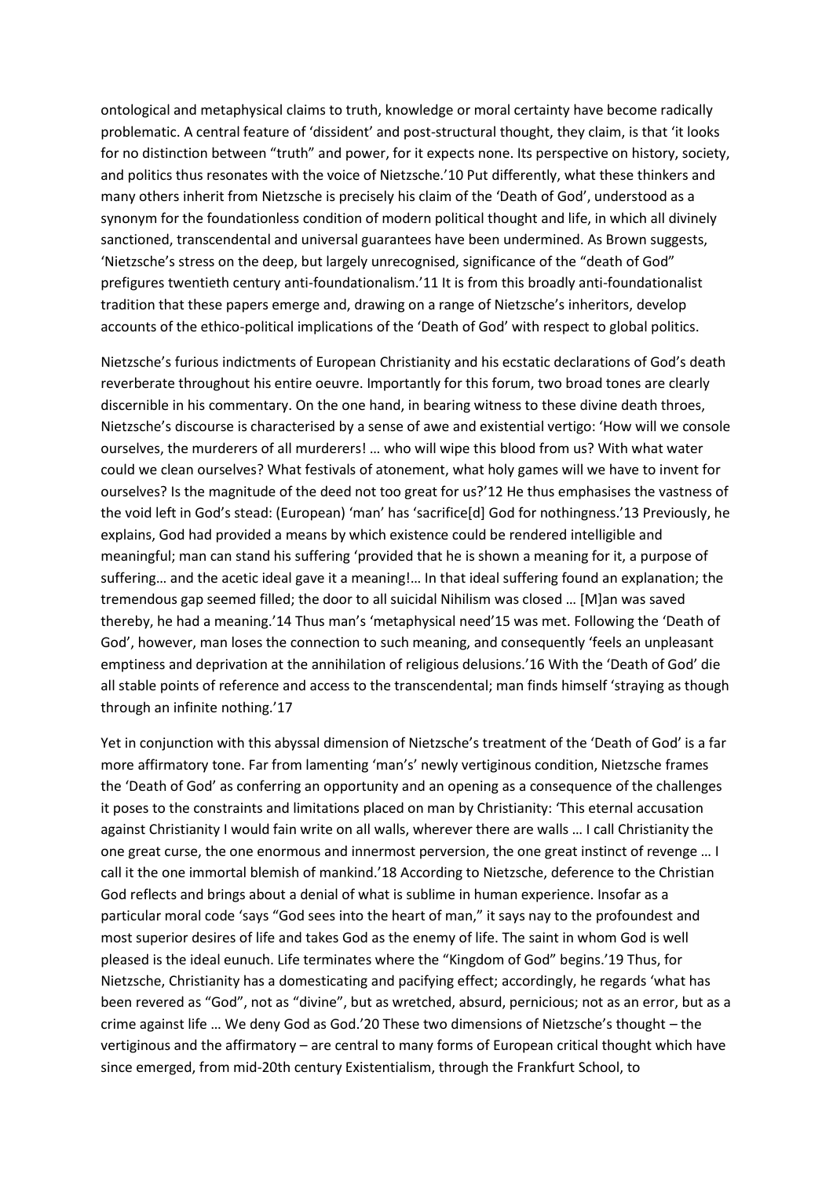ontological and metaphysical claims to truth, knowledge or moral certainty have become radically problematic. A central feature of 'dissident' and post-structural thought, they claim, is that 'it looks for no distinction between "truth" and power, for it expects none. Its perspective on history, society, and politics thus resonates with the voice of Nietzsche.'[10] Put differently, what these thinkers and many others inherit from Nietzsche is precisely his claim of the 'Death of God', understood as a synonym for the foundationless condition of modern political thought and life, in which all divinely sanctioned, transcendental and universal guarantees have been undermined. As Brown suggests, 'Nietzsche's stress on the deep, but largely unrecognised, significance of the "death of God" prefigures twentieth century anti-foundationalism.'[11] It is from this broadly anti-foundationalist tradition that these papers emerge and, drawing on a range of Nietzsche's inheritors, develop accounts of the ethico-political implications of the 'Death of God' with respect to global politics.

Nietzsche's furious indictments of European Christianity and his ecstatic declarations of God's death reverberate throughout his entire oeuvre. Importantly for this forum, two broad tones are clearly discernible in his commentary. On the one hand, in bearing witness to these divine death throes, Nietzsche's discourse is characterised by a sense of awe and existential vertigo: 'How will we console ourselves, the murderers of all murderers! … who will wipe this blood from us? With what water could we clean ourselves? What festivals of atonement, what holy games will we have to invent for ourselves? Is the magnitude of the deed not too great for us?'[12] He thus emphasises the vastness of the void left in God's stead: (European) 'man' has 'sacrifice[d] God for nothingness.'[13] Previously, he explains, God had provided a means by which existence could be rendered intelligible and meaningful; man can stand his suffering 'provided that he is shown a meaning for it, a purpose of suffering… and the acetic ideal gave it a meaning!… In that ideal suffering found an explanation; the tremendous gap seemed filled; the door to all suicidal Nihilism was closed … [M]an was saved thereby, he had a meaning.'[14] Thus man's 'metaphysical need'[15] was met. Following the 'Death of God', however, man loses the connection to such meaning, and consequently 'feels an unpleasant emptiness and deprivation at the annihilation of religious delusions.'[16] With the 'Death of God' die all stable points of reference and access to the transcendental; man finds himself 'straying as though through an infinite nothing.'[17]

Yet in conjunction with this abyssal dimension of Nietzsche's treatment of the 'Death of God' is a far more affirmatory tone. Far from lamenting 'man's' newly vertiginous condition, Nietzsche frames the 'Death of God' as conferring an opportunity and an opening as a consequence of the challenges it poses to the constraints and limitations placed on man by Christianity: 'This eternal accusation against Christianity I would fain write on all walls, wherever there are walls … I call Christianity the one great curse, the one enormous and innermost perversion, the one great instinct of revenge … I call it the one immortal blemish of mankind.'[18] According to Nietzsche, deference to the Christian God reflects and brings about a denial of what is sublime in human experience. Insofar as a particular moral code 'says "God sees into the heart of man," it says nay to the profoundest and most superior desires of life and takes God as the enemy of life. The saint in whom God is well pleased is the ideal eunuch. Life terminates where the "Kingdom of God" begins.'[19] Thus, for Nietzsche, Christianity has a domesticating and pacifying effect; accordingly, he regards 'what has been revered as "God", not as "divine", but as wretched, absurd, pernicious; not as an error, but as a crime against life … We deny God as God.'[20] These two dimensions of Nietzsche's thought – the vertiginous and the affirmatory – are central to many forms of European critical thought which have since emerged, from mid-20th century Existentialism, through the Frankfurt School, to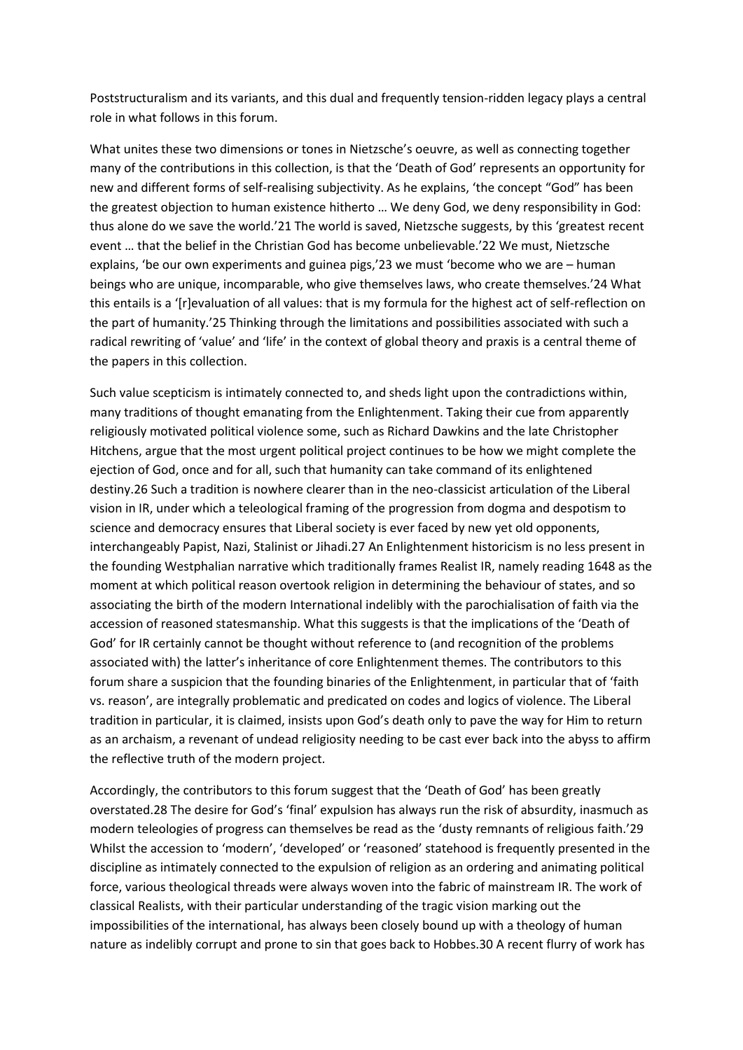Poststructuralism and its variants, and this dual and frequently tension-ridden legacy plays a central role in what follows in this forum.

What unites these two dimensions or tones in Nietzsche's oeuvre, as well as connecting together many of the contributions in this collection, is that the 'Death of God' represents an opportunity for new and different forms of self-realising subjectivity. As he explains, 'the concept "God" has been the greatest objection to human existence hitherto … We deny God, we deny responsibility in God: thus alone do we save the world.'[21] The world is saved, Nietzsche suggests, by this 'greatest recent event … that the belief in the Christian God has become unbelievable.'[22] We must, Nietzsche explains, 'be our own experiments and guinea pigs,'[23] we must 'become who we are – human beings who are unique, incomparable, who give themselves laws, who create themselves.'[24] What this entails is a '[r]evaluation of all values: that is my formula for the highest act of self-reflection on the part of humanity.'[25] Thinking through the limitations and possibilities associated with such a radical rewriting of 'value' and 'life' in the context of global theory and praxis is a central theme of the papers in this collection.

Such value scepticism is intimately connected to, and sheds light upon the contradictions within, many traditions of thought emanating from the Enlightenment. Taking their cue from apparently religiously motivated political violence some, such as Richard Dawkins and the late Christopher Hitchens, argue that the most urgent political project continues to be how we might complete the ejection of God, once and for all, such that humanity can take command of its enlightened destiny.[26] Such a tradition is nowhere clearer than in the neo-classicist articulation of the Liberal vision in IR, under which a teleological framing of the progression from dogma and despotism to science and democracy ensures that Liberal society is ever faced by new yet old opponents, interchangeably Papist, Nazi, Stalinist or Jihadi.[27] An Enlightenment historicism is no less present in the founding Westphalian narrative which traditionally frames Realist IR, namely reading 1648 as the moment at which political reason overtook religion in determining the behaviour of states, and so associating the birth of the modern International indelibly with the parochialisation of faith via the accession of reasoned statesmanship. What this suggests is that the implications of the 'Death of God' for IR certainly cannot be thought without reference to (and recognition of the problems associated with) the latter's inheritance of core Enlightenment themes. The contributors to this forum share a suspicion that the founding binaries of the Enlightenment, in particular that of 'faith vs. reason', are integrally problematic and predicated on codes and logics of violence. The Liberal tradition in particular, it is claimed, insists upon God's death only to pave the way for Him to return as an archaism, a revenant of undead religiosity needing to be cast ever back into the abyss to affirm the reflective truth of the modern project.

Accordingly, the contributors to this forum suggest that the 'Death of God' has been greatly overstated.[28] The desire for God's 'final' expulsion has always run the risk of absurdity, inasmuch as modern teleologies of progress can themselves be read as the 'dusty remnants of religious faith.'[29] Whilst the accession to 'modern', 'developed' or 'reasoned' statehood is frequently presented in the discipline as intimately connected to the expulsion of religion as an ordering and animating political force, various theological threads were always woven into the fabric of mainstream IR. The work of classical Realists, with their particular understanding of the tragic vision marking out the impossibilities of the international, has always been closely bound up with a theology of human nature as indelibly corrupt and prone to sin that goes back to Hobbes.[30] A recent flurry of work has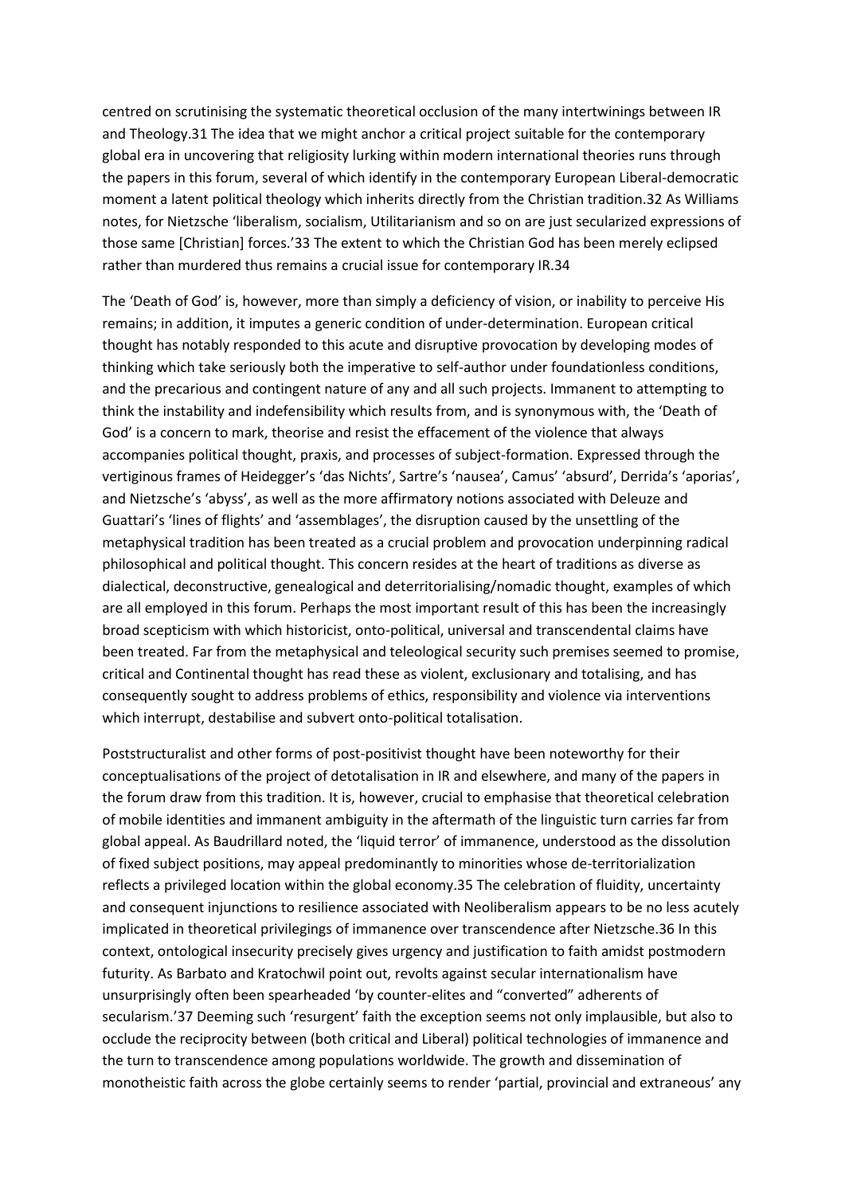centred on scrutinising the systematic theoretical occlusion of the many intertwinings between IR and Theology.[31] The idea that we might anchor a critical project suitable for the contemporary global era in uncovering that religiosity lurking within modern international theories runs through the papers in this forum, several of which identify in the contemporary European Liberal-democratic moment a latent political theology which inherits directly from the Christian tradition.[32] As Williams notes, for Nietzsche 'liberalism, socialism, Utilitarianism and so on are just secularized expressions of those same [Christian] forces.'[33] The extent to which the Christian God has been merely eclipsed rather than murdered thus remains a crucial issue for contemporary IR.[34]

The 'Death of God' is, however, more than simply a deficiency of vision, or inability to perceive His remains; in addition, it imputes a generic condition of under-determination. European critical thought has notably responded to this acute and disruptive provocation by developing modes of thinking which take seriously both the imperative to self-author under foundationless conditions, and the precarious and contingent nature of any and all such projects. Immanent to attempting to think the instability and indefensibility which results from, and is synonymous with, the 'Death of God' is a concern to mark, theorise and resist the effacement of the violence that always accompanies political thought, praxis, and processes of subject-formation. Expressed through the vertiginous frames of Heidegger's 'das Nichts', Sartre's 'nausea', Camus' 'absurd', Derrida's 'aporias', and Nietzsche's 'abyss', as well as the more affirmatory notions associated with Deleuze and Guattari's 'lines of flights' and 'assemblages', the disruption caused by the unsettling of the metaphysical tradition has been treated as a crucial problem and provocation underpinning radical philosophical and political thought. This concern resides at the heart of traditions as diverse as dialectical, deconstructive, genealogical and deterritorialising/nomadic thought, examples of which are all employed in this forum. Perhaps the most important result of this has been the increasingly broad scepticism with which historicist, onto-political, universal and transcendental claims have been treated. Far from the metaphysical and teleological security such premises seemed to promise, critical and Continental thought has read these as violent, exclusionary and totalising, and has consequently sought to address problems of ethics, responsibility and violence via interventions which interrupt, destabilise and subvert onto-political totalisation.

Poststructuralist and other forms of post-positivist thought have been noteworthy for their conceptualisations of the project of detotalisation in IR and elsewhere, and many of the papers in the forum draw from this tradition. It is, however, crucial to emphasise that theoretical celebration of mobile identities and immanent ambiguity in the aftermath of the linguistic turn carries far from global appeal. As Baudrillard noted, the 'liquid terror' of immanence, understood as the dissolution of fixed subject positions, may appeal predominantly to minorities whose de-territorialization reflects a privileged location within the global economy.[35] The celebration of fluidity, uncertainty and consequent injunctions to resilience associated with Neoliberalism appears to be no less acutely implicated in theoretical privilegings of immanence over transcendence after Nietzsche.[36] In this context, ontological insecurity precisely gives urgency and justification to faith amidst postmodern futurity. As Barbato and Kratochwil point out, revolts against secular internationalism have unsurprisingly often been spearheaded 'by counter-elites and "converted" adherents of secularism.'[37] Deeming such 'resurgent' faith the exception seems not only implausible, but also to occlude the reciprocity between (both critical and Liberal) political technologies of immanence and the turn to transcendence among populations worldwide. The growth and dissemination of monotheistic faith across the globe certainly seems to render 'partial, provincial and extraneous' any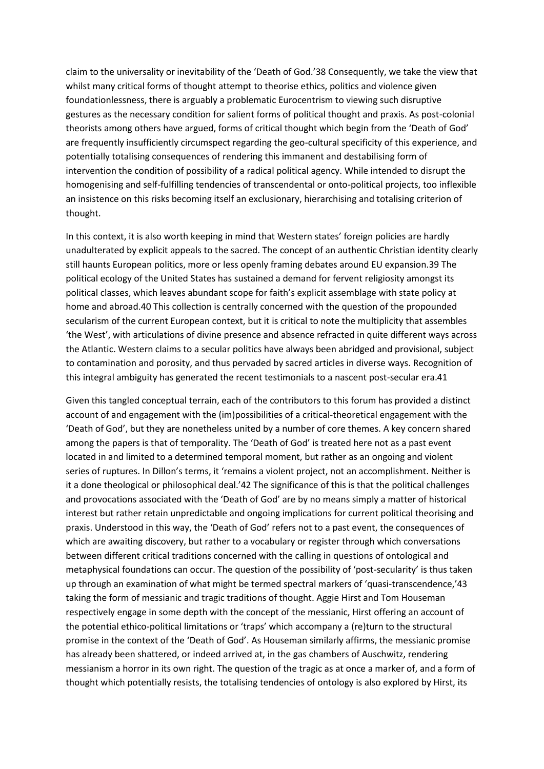claim to the universality or inevitability of the 'Death of God.'[38] Consequently, we take the view that whilst many critical forms of thought attempt to theorise ethics, politics and violence given foundationlessness, there is arguably a problematic Eurocentrism to viewing such disruptive gestures as the necessary condition for salient forms of political thought and praxis. As post-colonial theorists among others have argued, forms of critical thought which begin from the 'Death of God' are frequently insufficiently circumspect regarding the geo-cultural specificity of this experience, and potentially totalising consequences of rendering this immanent and destabilising form of intervention the condition of possibility of a radical political agency. While intended to disrupt the homogenising and self-fulfilling tendencies of transcendental or onto-political projects, too inflexible an insistence on this risks becoming itself an exclusionary, hierarchising and totalising criterion of thought.

In this context, it is also worth keeping in mind that Western states' foreign policies are hardly unadulterated by explicit appeals to the sacred. The concept of an authentic Christian identity clearly still haunts European politics, more or less openly framing debates around EU expansion.[39] The political ecology of the United States has sustained a demand for fervent religiosity amongst its political classes, which leaves abundant scope for faith's explicit assemblage with state policy at home and abroad.[40] This collection is centrally concerned with the question of the propounded secularism of the current European context, but it is critical to note the multiplicity that assembles 'the West', with articulations of divine presence and absence refracted in quite different ways across the Atlantic. Western claims to a secular politics have always been abridged and provisional, subject to contamination and porosity, and thus pervaded by sacred articles in diverse ways. Recognition of this integral ambiguity has generated the recent testimonials to a nascent post-secular era.[41]

Given this tangled conceptual terrain, each of the contributors to this forum has provided a distinct account of and engagement with the (im)possibilities of a critical-theoretical engagement with the 'Death of God', but they are nonetheless united by a number of core themes. A key concern shared among the papers is that of temporality. The 'Death of God' is treated here not as a past event located in and limited to a determined temporal moment, but rather as an ongoing and violent series of ruptures. In Dillon's terms, it 'remains a violent project, not an accomplishment. Neither is it a done theological or philosophical deal.'[42] The significance of this is that the political challenges and provocations associated with the 'Death of God' are by no means simply a matter of historical interest but rather retain unpredictable and ongoing implications for current political theorising and praxis. Understood in this way, the 'Death of God' refers not to a past event, the consequences of which are awaiting discovery, but rather to a vocabulary or register through which conversations between different critical traditions concerned with the calling in questions of ontological and metaphysical foundations can occur. The question of the possibility of 'post-secularity' is thus taken up through an examination of what might be termed spectral markers of 'quasi-transcendence,'[43] taking the form of messianic and tragic traditions of thought. Aggie Hirst and Tom Houseman respectively engage in some depth with the concept of the messianic, Hirst offering an account of the potential ethico-political limitations or 'traps' which accompany a (re)turn to the structural promise in the context of the 'Death of God'. As Houseman similarly affirms, the messianic promise has already been shattered, or indeed arrived at, in the gas chambers of Auschwitz, rendering messianism a horror in its own right. The question of the tragic as at once a marker of, and a form of thought which potentially resists, the totalising tendencies of ontology is also explored by Hirst, its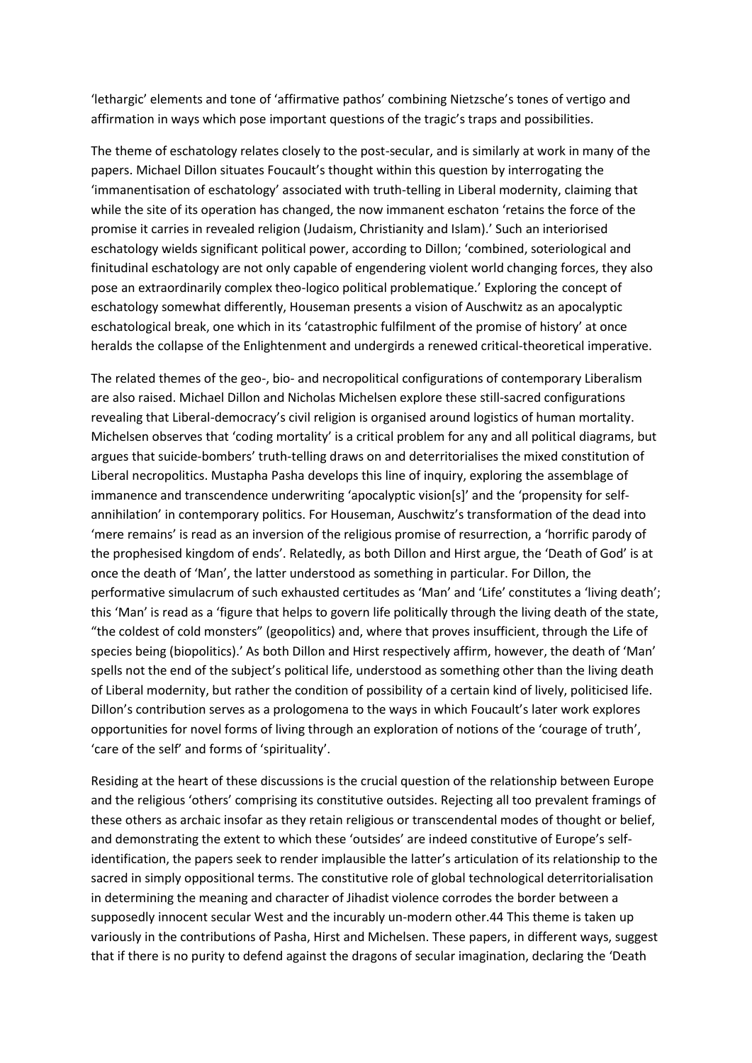'lethargic' elements and tone of 'affirmative pathos' combining Nietzsche's tones of vertigo and affirmation in ways which pose important questions of the tragic's traps and possibilities.

The theme of eschatology relates closely to the post-secular, and is similarly at work in many of the papers. Michael Dillon situates Foucault's thought within this question by interrogating the 'immanentisation of eschatology' associated with truth-telling in Liberal modernity, claiming that while the site of its operation has changed, the now immanent eschaton 'retains the force of the promise it carries in revealed religion (Judaism, Christianity and Islam).' Such an interiorised eschatology wields significant political power, according to Dillon; 'combined, soteriological and finitudinal eschatology are not only capable of engendering violent world changing forces, they also pose an extraordinarily complex theo-logico political problematique.' Exploring the concept of eschatology somewhat differently, Houseman presents a vision of Auschwitz as an apocalyptic eschatological break, one which in its 'catastrophic fulfilment of the promise of history' at once heralds the collapse of the Enlightenment and undergirds a renewed critical-theoretical imperative.

The related themes of the geo-, bio- and necropolitical configurations of contemporary Liberalism are also raised. Michael Dillon and Nicholas Michelsen explore these still-sacred configurations revealing that Liberal-democracy's civil religion is organised around logistics of human mortality. Michelsen observes that 'coding mortality' is a critical problem for any and all political diagrams, but argues that suicide-bombers' truth-telling draws on and deterritorialises the mixed constitution of Liberal necropolitics. Mustapha Pasha develops this line of inquiry, exploring the assemblage of immanence and transcendence underwriting 'apocalyptic vision[s]' and the 'propensity for self-annihilation' in contemporary politics. For Houseman, Auschwitz's transformation of the dead into 'mere remains' is read as an inversion of the religious promise of resurrection, a 'horrific parody of the prophesised kingdom of ends'. Relatedly, as both Dillon and Hirst argue, the 'Death of God' is at once the death of 'Man', the latter understood as something in particular. For Dillon, the performative simulacrum of such exhausted certitudes as 'Man' and 'Life' constitutes a 'living death'; this 'Man' is read as a 'figure that helps to govern life politically through the living death of the state, "the coldest of cold monsters" (geopolitics) and, where that proves insufficient, through the Life of species being (biopolitics).' As both Dillon and Hirst respectively affirm, however, the death of 'Man' spells not the end of the subject's political life, understood as something other than the living death of Liberal modernity, but rather the condition of possibility of a certain kind of lively, politicised life. Dillon's contribution serves as a prologomena to the ways in which Foucault's later work explores opportunities for novel forms of living through an exploration of notions of the 'courage of truth', 'care of the self' and forms of 'spirituality'.

Residing at the heart of these discussions is the crucial question of the relationship between Europe and the religious 'others' comprising its constitutive outsides. Rejecting all too prevalent framings of these others as archaic insofar as they retain religious or transcendental modes of thought or belief, and demonstrating the extent to which these 'outsides' are indeed constitutive of Europe's self-identification, the papers seek to render implausible the latter's articulation of its relationship to the sacred in simply oppositional terms. The constitutive role of global technological deterritorialisation in determining the meaning and character of Jihadist violence corrodes the border between a supposedly innocent secular West and the incurably un-modern other.[44] This theme is taken up variously in the contributions of Pasha, Hirst and Michelsen. These papers, in different ways, suggest that if there is no purity to defend against the dragons of secular imagination, declaring the 'Death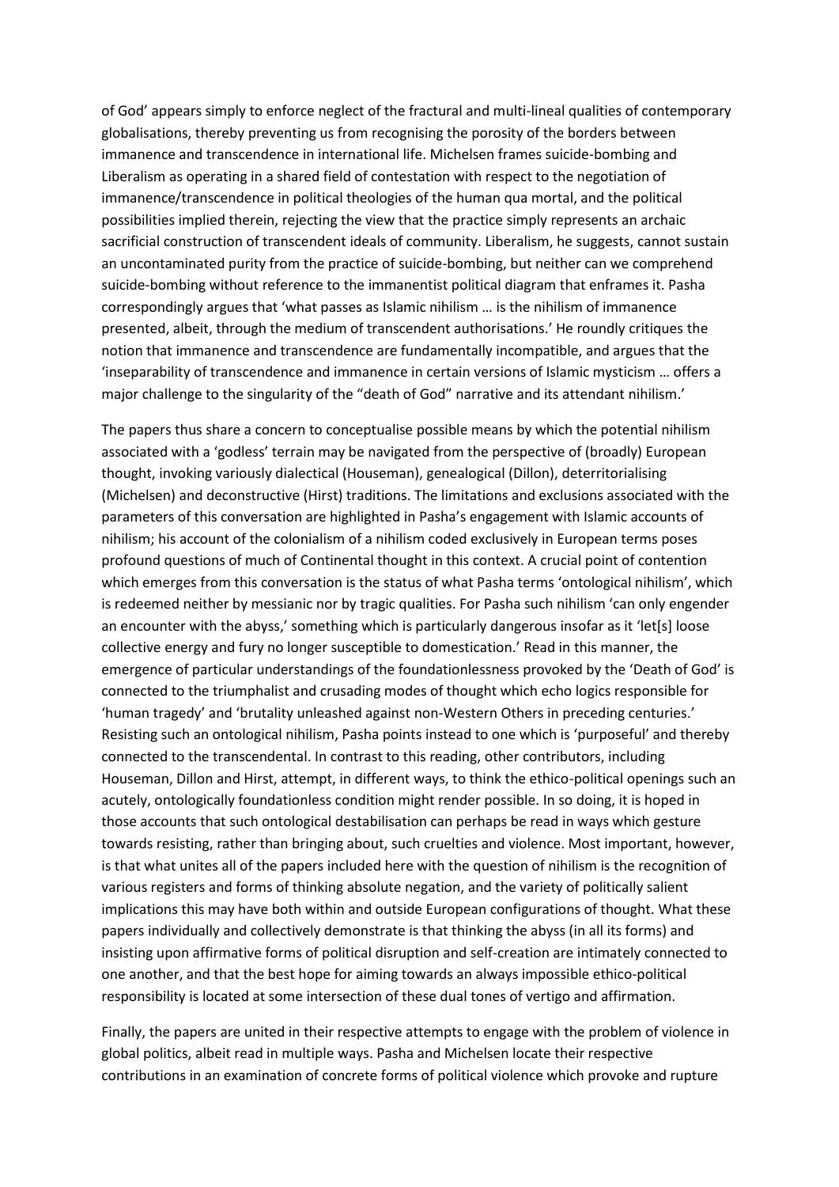of God' appears simply to enforce neglect of the fractural and multi-lineal qualities of contemporary globalisations, thereby preventing us from recognising the porosity of the borders between immanence and transcendence in international life. Michelsen frames suicide-bombing and Liberalism as operating in a shared field of contestation with respect to the negotiation of immanence/transcendence in political theologies of the human qua mortal, and the political possibilities implied therein, rejecting the view that the practice simply represents an archaic sacrificial construction of transcendent ideals of community. Liberalism, he suggests, cannot sustain an uncontaminated purity from the practice of suicide-bombing, but neither can we comprehend suicide-bombing without reference to the immanentist political diagram that enframes it. Pasha correspondingly argues that 'what passes as Islamic nihilism … is the nihilism of immanence presented, albeit, through the medium of transcendent authorisations.' He roundly critiques the notion that immanence and transcendence are fundamentally incompatible, and argues that the 'inseparability of transcendence and immanence in certain versions of Islamic mysticism … offers a major challenge to the singularity of the "death of God" narrative and its attendant nihilism.'

The papers thus share a concern to conceptualise possible means by which the potential nihilism associated with a 'godless' terrain may be navigated from the perspective of (broadly) European thought, invoking variously dialectical (Houseman), genealogical (Dillon), deterritorialising (Michelsen) and deconstructive (Hirst) traditions. The limitations and exclusions associated with the parameters of this conversation are highlighted in Pasha's engagement with Islamic accounts of nihilism; his account of the colonialism of a nihilism coded exclusively in European terms poses profound questions of much of Continental thought in this context. A crucial point of contention which emerges from this conversation is the status of what Pasha terms 'ontological nihilism', which is redeemed neither by messianic nor by tragic qualities. For Pasha such nihilism 'can only engender an encounter with the abyss,' something which is particularly dangerous insofar as it 'let[s] loose collective energy and fury no longer susceptible to domestication.' Read in this manner, the emergence of particular understandings of the foundationlessness provoked by the 'Death of God' is connected to the triumphalist and crusading modes of thought which echo logics responsible for 'human tragedy' and 'brutality unleashed against non-Western Others in preceding centuries.' Resisting such an ontological nihilism, Pasha points instead to one which is 'purposeful' and thereby connected to the transcendental. In contrast to this reading, other contributors, including Houseman, Dillon and Hirst, attempt, in different ways, to think the ethico-political openings such an acutely, ontologically foundationless condition might render possible. In so doing, it is hoped in those accounts that such ontological destabilisation can perhaps be read in ways which gesture towards resisting, rather than bringing about, such cruelties and violence. Most important, however, is that what unites all of the papers included here with the question of nihilism is the recognition of various registers and forms of thinking absolute negation, and the variety of politically salient implications this may have both within and outside European configurations of thought. What these papers individually and collectively demonstrate is that thinking the abyss (in all its forms) and insisting upon affirmative forms of political disruption and self-creation are intimately connected to one another, and that the best hope for aiming towards an always impossible ethico-political responsibility is located at some intersection of these dual tones of vertigo and affirmation.

Finally, the papers are united in their respective attempts to engage with the problem of violence in global politics, albeit read in multiple ways. Pasha and Michelsen locate their respective contributions in an examination of concrete forms of political violence which provoke and rupture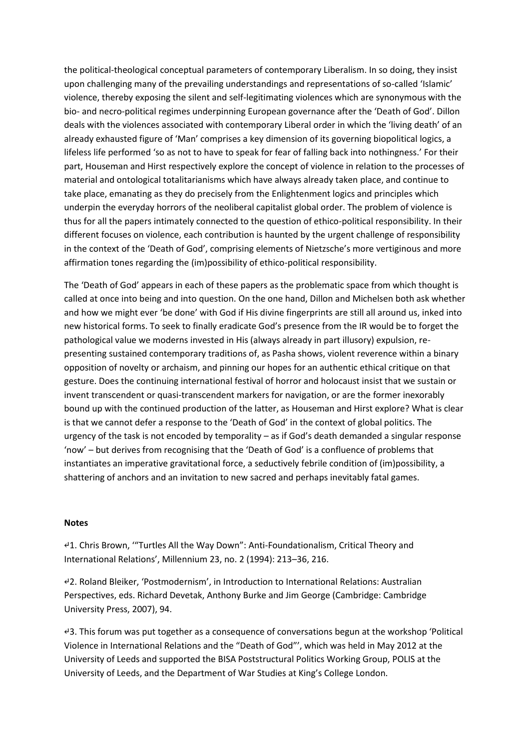the political-theological conceptual parameters of contemporary Liberalism. In so doing, they insist upon challenging many of the prevailing understandings and representations of so-called 'Islamic' violence, thereby exposing the silent and self-legitimating violences which are synonymous with the bio- and necro-political regimes underpinning European governance after the 'Death of God'. Dillon deals with the violences associated with contemporary Liberal order in which the 'living death' of an already exhausted figure of 'Man' comprises a key dimension of its governing biopolitical logics, a lifeless life performed 'so as not to have to speak for fear of falling back into nothingness.' For their part, Houseman and Hirst respectively explore the concept of violence in relation to the processes of material and ontological totalitarianisms which have always already taken place, and continue to take place, emanating as they do precisely from the Enlightenment logics and principles which underpin the everyday horrors of the neoliberal capitalist global order. The problem of violence is thus for all the papers intimately connected to the question of ethico-political responsibility. In their different focuses on violence, each contribution is haunted by the urgent challenge of responsibility in the context of the 'Death of God', comprising elements of Nietzsche's more vertiginous and more affirmation tones regarding the (im)possibility of ethico-political responsibility.

The 'Death of God' appears in each of these papers as the problematic space from which thought is called at once into being and into question. On the one hand, Dillon and Michelsen both ask whether and how we might ever 'be done' with God if His divine fingerprints are still all around us, inked into new historical forms. To seek to finally eradicate God's presence from the IR would be to forget the pathological value we moderns invested in His (always already in part illusory) expulsion, re-presenting sustained contemporary traditions of, as Pasha shows, violent reverence within a binary opposition of novelty or archaism, and pinning our hopes for an authentic ethical critique on that gesture. Does the continuing international festival of horror and holocaust insist that we sustain or invent transcendent or quasi-transcendent markers for navigation, or are the former inexorably bound up with the continued production of the latter, as Houseman and Hirst explore? What is clear is that we cannot defer a response to the 'Death of God' in the context of global politics. The urgency of the task is not encoded by temporality – as if God's death demanded a singular response 'now' – but derives from recognising that the 'Death of God' is a confluence of problems that instantiates an imperative gravitational force, a seductively febrile condition of (im)possibility, a shattering of anchors and an invitation to new sacred and perhaps inevitably fatal games.

**Notes**

↵1. Chris Brown, '"Turtles All the Way Down": Anti-Foundationalism, Critical Theory and International Relations', Millennium 23, no. 2 (1994): 213–36, 216.

↵2. Roland Bleiker, 'Postmodernism', in Introduction to International Relations: Australian Perspectives, eds. Richard Devetak, Anthony Burke and Jim George (Cambridge: Cambridge University Press, 2007), 94.

↵3. This forum was put together as a consequence of conversations begun at the workshop 'Political Violence in International Relations and the "Death of God"', which was held in May 2012 at the University of Leeds and supported the BISA Poststructural Politics Working Group, POLIS at the University of Leeds, and the Department of War Studies at King's College London.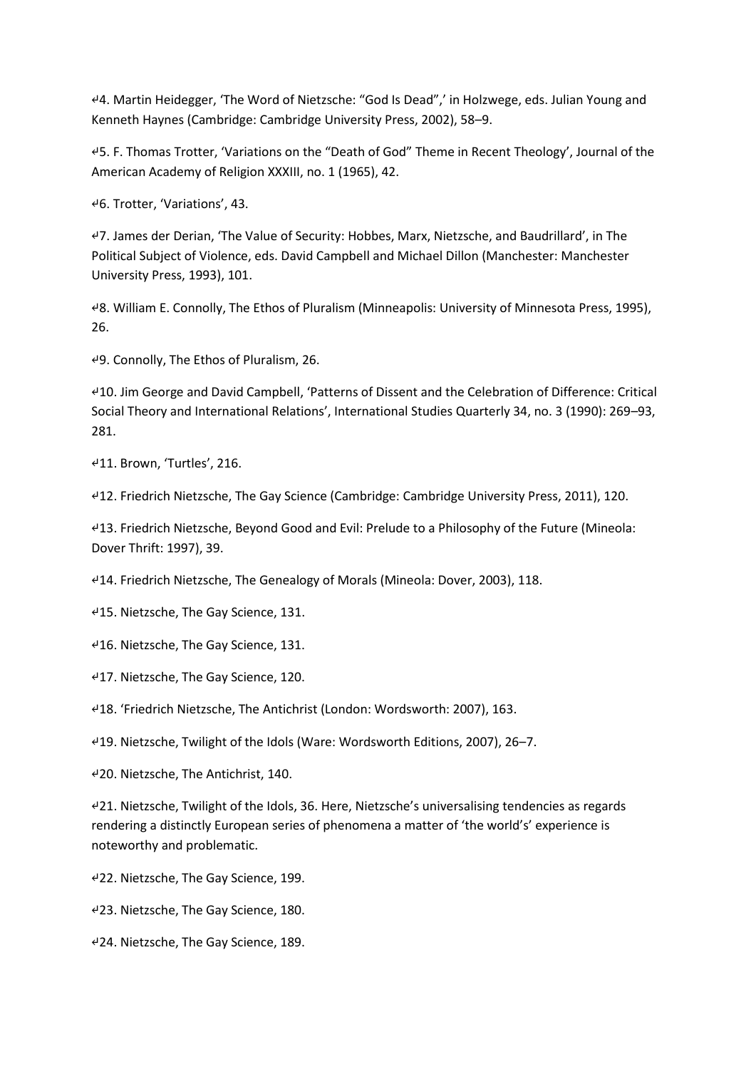↲4. Martin Heidegger, 'The Word of Nietzsche: "God Is Dead",' in Holzwege, eds. Julian Young and Kenneth Haynes (Cambridge: Cambridge University Press, 2002), 58–9.

↲5. F. Thomas Trotter, 'Variations on the "Death of God" Theme in Recent Theology', Journal of the American Academy of Religion XXXIII, no. 1 (1965), 42.

↲6. Trotter, 'Variations', 43.

↲7. James der Derian, 'The Value of Security: Hobbes, Marx, Nietzsche, and Baudrillard', in The Political Subject of Violence, eds. David Campbell and Michael Dillon (Manchester: Manchester University Press, 1993), 101.

↲8. William E. Connolly, The Ethos of Pluralism (Minneapolis: University of Minnesota Press, 1995), 26.

↲9. Connolly, The Ethos of Pluralism, 26.

↲10. Jim George and David Campbell, 'Patterns of Dissent and the Celebration of Difference: Critical Social Theory and International Relations', International Studies Quarterly 34, no. 3 (1990): 269–93, 281.

↲11. Brown, 'Turtles', 216.

↲12. Friedrich Nietzsche, The Gay Science (Cambridge: Cambridge University Press, 2011), 120.

↲13. Friedrich Nietzsche, Beyond Good and Evil: Prelude to a Philosophy of the Future (Mineola: Dover Thrift: 1997), 39.

↲14. Friedrich Nietzsche, The Genealogy of Morals (Mineola: Dover, 2003), 118.

↲15. Nietzsche, The Gay Science, 131.

↲16. Nietzsche, The Gay Science, 131.

↲17. Nietzsche, The Gay Science, 120.

↲18. 'Friedrich Nietzsche, The Antichrist (London: Wordsworth: 2007), 163.

↲19. Nietzsche, Twilight of the Idols (Ware: Wordsworth Editions, 2007), 26–7.

↲20. Nietzsche, The Antichrist, 140.

↲21. Nietzsche, Twilight of the Idols, 36. Here, Nietzsche's universalising tendencies as regards rendering a distinctly European series of phenomena a matter of 'the world's' experience is noteworthy and problematic.

↲22. Nietzsche, The Gay Science, 199.

↲23. Nietzsche, The Gay Science, 180.

↲24. Nietzsche, The Gay Science, 189.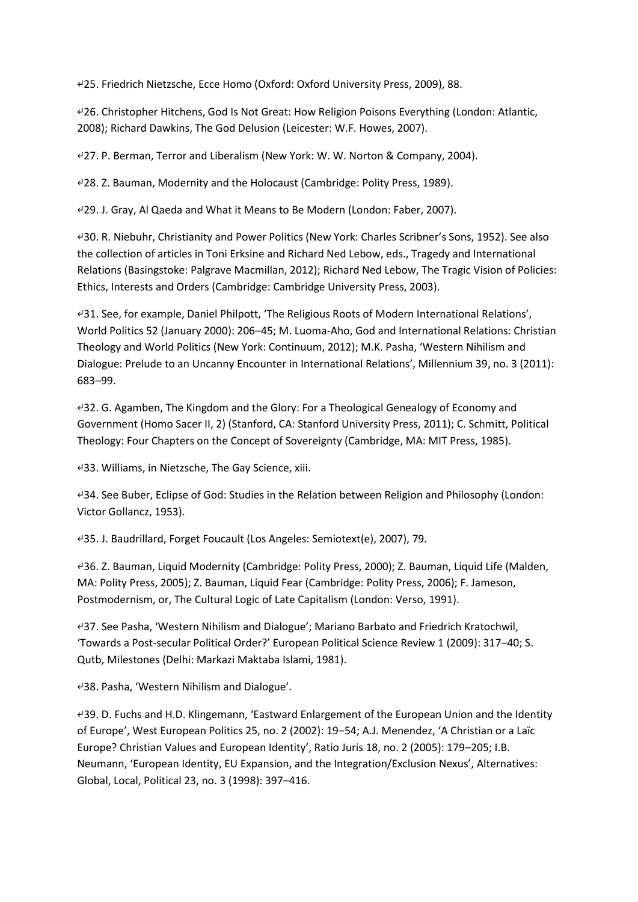↵25. Friedrich Nietzsche, Ecce Homo (Oxford: Oxford University Press, 2009), 88.

↵26. Christopher Hitchens, God Is Not Great: How Religion Poisons Everything (London: Atlantic, 2008); Richard Dawkins, The God Delusion (Leicester: W.F. Howes, 2007).

↵27. P. Berman, Terror and Liberalism (New York: W. W. Norton & Company, 2004).

↵28. Z. Bauman, Modernity and the Holocaust (Cambridge: Polity Press, 1989).

↵29. J. Gray, Al Qaeda and What it Means to Be Modern (London: Faber, 2007).

↵30. R. Niebuhr, Christianity and Power Politics (New York: Charles Scribner's Sons, 1952). See also the collection of articles in Toni Erksine and Richard Ned Lebow, eds., Tragedy and International Relations (Basingstoke: Palgrave Macmillan, 2012); Richard Ned Lebow, The Tragic Vision of Policies: Ethics, Interests and Orders (Cambridge: Cambridge University Press, 2003).

↵31. See, for example, Daniel Philpott, 'The Religious Roots of Modern International Relations', World Politics 52 (January 2000): 206–45; M. Luoma-Aho, God and International Relations: Christian Theology and World Politics (New York: Continuum, 2012); M.K. Pasha, 'Western Nihilism and Dialogue: Prelude to an Uncanny Encounter in International Relations', Millennium 39, no. 3 (2011): 683–99.

↵32. G. Agamben, The Kingdom and the Glory: For a Theological Genealogy of Economy and Government (Homo Sacer II, 2) (Stanford, CA: Stanford University Press, 2011); C. Schmitt, Political Theology: Four Chapters on the Concept of Sovereignty (Cambridge, MA: MIT Press, 1985).

↵33. Williams, in Nietzsche, The Gay Science, xiii.

↵34. See Buber, Eclipse of God: Studies in the Relation between Religion and Philosophy (London: Victor Gollancz, 1953).

↵35. J. Baudrillard, Forget Foucault (Los Angeles: Semiotext(e), 2007), 79.

↵36. Z. Bauman, Liquid Modernity (Cambridge: Polity Press, 2000); Z. Bauman, Liquid Life (Malden, MA: Polity Press, 2005); Z. Bauman, Liquid Fear (Cambridge: Polity Press, 2006); F. Jameson, Postmodernism, or, The Cultural Logic of Late Capitalism (London: Verso, 1991).

↵37. See Pasha, 'Western Nihilism and Dialogue'; Mariano Barbato and Friedrich Kratochwil, 'Towards a Post-secular Political Order?' European Political Science Review 1 (2009): 317–40; S. Qutb, Milestones (Delhi: Markazi Maktaba Islami, 1981).

↵38. Pasha, 'Western Nihilism and Dialogue'.

↵39. D. Fuchs and H.D. Klingemann, 'Eastward Enlargement of the European Union and the Identity of Europe', West European Politics 25, no. 2 (2002): 19–54; A.J. Menendez, 'A Christian or a Laïc Europe? Christian Values and European Identity', Ratio Juris 18, no. 2 (2005): 179–205; I.B. Neumann, 'European Identity, EU Expansion, and the Integration/Exclusion Nexus', Alternatives: Global, Local, Political 23, no. 3 (1998): 397–416.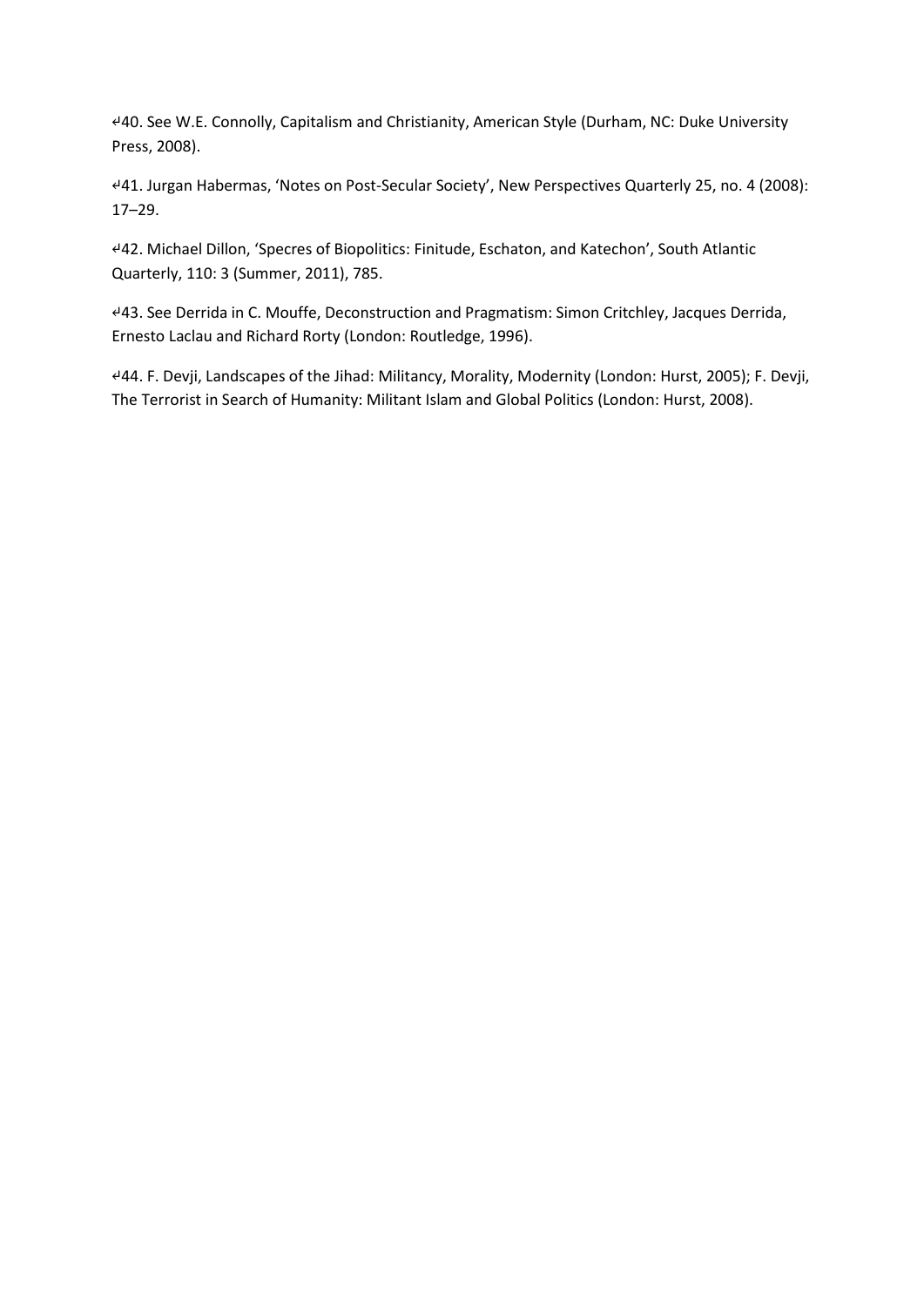↵40. See W.E. Connolly, Capitalism and Christianity, American Style (Durham, NC: Duke University Press, 2008).

↵41. Jurgan Habermas, 'Notes on Post-Secular Society', New Perspectives Quarterly 25, no. 4 (2008): 17–29.

↵42. Michael Dillon, 'Specres of Biopolitics: Finitude, Eschaton, and Katechon', South Atlantic Quarterly, 110: 3 (Summer, 2011), 785.

↵43. See Derrida in C. Mouffe, Deconstruction and Pragmatism: Simon Critchley, Jacques Derrida, Ernesto Laclau and Richard Rorty (London: Routledge, 1996).

↵44. F. Devji, Landscapes of the Jihad: Militancy, Morality, Modernity (London: Hurst, 2005); F. Devji, The Terrorist in Search of Humanity: Militant Islam and Global Politics (London: Hurst, 2008).